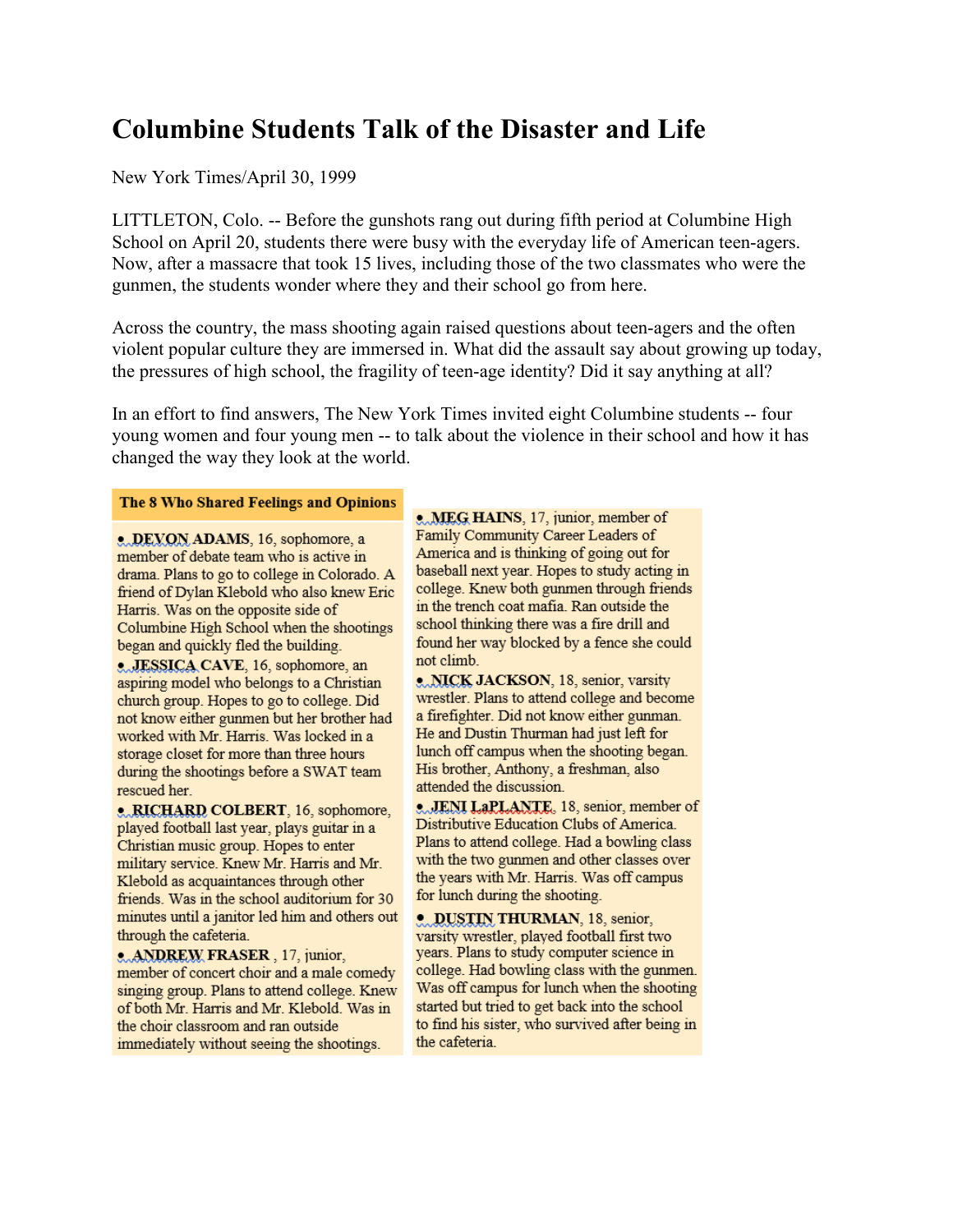# Columbine Students Talk of the Disaster and Life

New York Times/April 30, 1999

LITTLETON, Colo. -- Before the gunshots rang out during fifth period at Columbine High School on April 20, students there were busy with the everyday life of American teen-agers. Now, after a massacre that took 15 lives, including those of the two classmates who were the gunmen, the students wonder where they and their school go from here.

Across the country, the mass shooting again raised questions about teen-agers and the often violent popular culture they are immersed in. What did the assault say about growing up today, the pressures of high school, the fragility of teen-age identity? Did it say anything at all?

In an effort to find answers, The New York Times invited eight Columbine students -- four young women and four young men -- to talk about the violence in their school and how it has changed the way they look at the world.

**The 8 Who Shared Feelings and Opinions**

- **DEVON ADAMS**, 16, sophomore, a member of debate team who is active in drama. Plans to go to college in Colorado. A friend of Dylan Klebold who also knew Eric Harris. Was on the opposite side of Columbine High School when the shootings began and quickly fled the building.
- **JESSICA CAVE**, 16, sophomore, an aspiring model who belongs to a Christian church group. Hopes to go to college. Did not know either gunmen but her brother had worked with Mr. Harris. Was locked in a storage closet for more than three hours during the shootings before a SWAT team rescued her.
- **RICHARD COLBERT**, 16, sophomore, played football last year, plays guitar in a Christian music group. Hopes to enter military service. Knew Mr. Harris and Mr. Klebold as acquaintances through other friends. Was in the school auditorium for 30 minutes until a janitor led him and others out through the cafeteria.
- **ANDREW FRASER** , 17, junior, member of concert choir and a male comedy singing group. Plans to attend college. Knew of both Mr. Harris and Mr. Klebold. Was in the choir classroom and ran outside immediately without seeing the shootings.
- **MEG HAINS**, 17, junior, member of Family Community Career Leaders of America and is thinking of going out for baseball next year. Hopes to study acting in college. Knew both gunmen through friends in the trench coat mafia. Ran outside the school thinking there was a fire drill and found her way blocked by a fence she could not climb.
- **NICK JACKSON**, 18, senior, varsity wrestler. Plans to attend college and become a firefighter. Did not know either gunman. He and Dustin Thurman had just left for lunch off campus when the shooting began. His brother, Anthony, a freshman, also attended the discussion.
- **JENI LaPLANTE**, 18, senior, member of Distributive Education Clubs of America. Plans to attend college. Had a bowling class with the two gunmen and other classes over the years with Mr. Harris. Was off campus for lunch during the shooting.
- **DUSTIN THURMAN**, 18, senior, varsity wrestler, played football first two years. Plans to study computer science in college. Had bowling class with the gunmen. Was off campus for lunch when the shooting started but tried to get back into the school to find his sister, who survived after being in the cafeteria.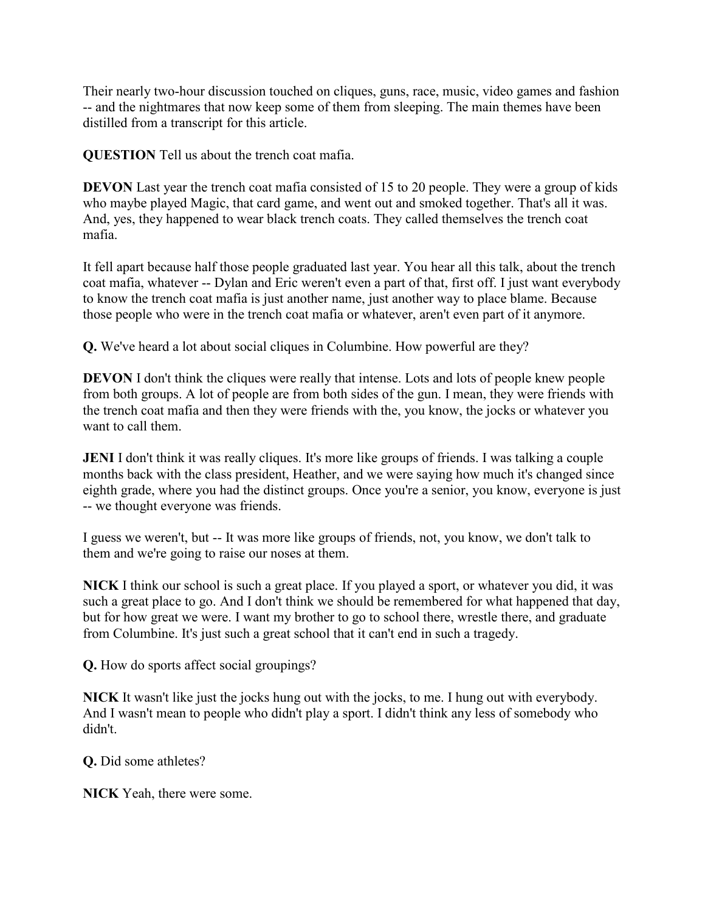Their nearly two-hour discussion touched on cliques, guns, race, music, video games and fashion -- and the nightmares that now keep some of them from sleeping. The main themes have been distilled from a transcript for this article.

**QUESTION** Tell us about the trench coat mafia.

**DEVON** Last year the trench coat mafia consisted of 15 to 20 people. They were a group of kids who maybe played Magic, that card game, and went out and smoked together. That's all it was. And, yes, they happened to wear black trench coats. They called themselves the trench coat mafia.

It fell apart because half those people graduated last year. You hear all this talk, about the trench coat mafia, whatever -- Dylan and Eric weren't even a part of that, first off. I just want everybody to know the trench coat mafia is just another name, just another way to place blame. Because those people who were in the trench coat mafia or whatever, aren't even part of it anymore.

**Q.** We've heard a lot about social cliques in Columbine. How powerful are they?

**DEVON** I don't think the cliques were really that intense. Lots and lots of people knew people from both groups. A lot of people are from both sides of the gun. I mean, they were friends with the trench coat mafia and then they were friends with the, you know, the jocks or whatever you want to call them.

**JENI** I don't think it was really cliques. It's more like groups of friends. I was talking a couple months back with the class president, Heather, and we were saying how much it's changed since eighth grade, where you had the distinct groups. Once you're a senior, you know, everyone is just -- we thought everyone was friends.

I guess we weren't, but -- It was more like groups of friends, not, you know, we don't talk to them and we're going to raise our noses at them.

**NICK** I think our school is such a great place. If you played a sport, or whatever you did, it was such a great place to go. And I don't think we should be remembered for what happened that day, but for how great we were. I want my brother to go to school there, wrestle there, and graduate from Columbine. It's just such a great school that it can't end in such a tragedy.

**Q.** How do sports affect social groupings?

**NICK** It wasn't like just the jocks hung out with the jocks, to me. I hung out with everybody. And I wasn't mean to people who didn't play a sport. I didn't think any less of somebody who didn't.

**Q.** Did some athletes?

**NICK** Yeah, there were some.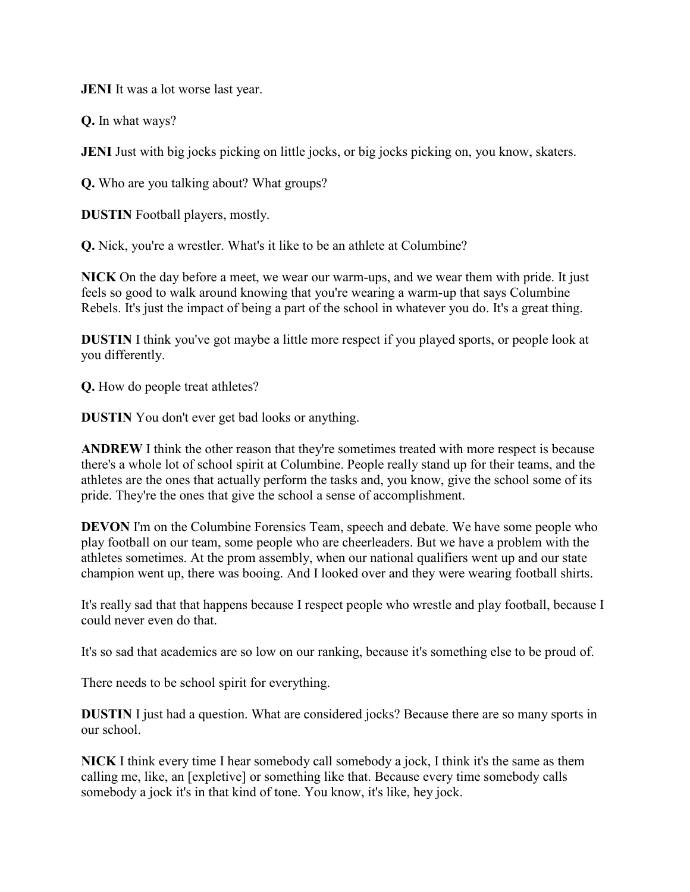**JENI** It was a lot worse last year.

**Q.** In what ways?

**JENI** Just with big jocks picking on little jocks, or big jocks picking on, you know, skaters.

**Q.** Who are you talking about? What groups?

**DUSTIN** Football players, mostly.

**Q.** Nick, you're a wrestler. What's it like to be an athlete at Columbine?

**NICK** On the day before a meet, we wear our warm-ups, and we wear them with pride. It just feels so good to walk around knowing that you're wearing a warm-up that says Columbine Rebels. It's just the impact of being a part of the school in whatever you do. It's a great thing.

**DUSTIN** I think you've got maybe a little more respect if you played sports, or people look at you differently.

**Q.** How do people treat athletes?

**DUSTIN** You don't ever get bad looks or anything.

**ANDREW** I think the other reason that they're sometimes treated with more respect is because there's a whole lot of school spirit at Columbine. People really stand up for their teams, and the athletes are the ones that actually perform the tasks and, you know, give the school some of its pride. They're the ones that give the school a sense of accomplishment.

**DEVON** I'm on the Columbine Forensics Team, speech and debate. We have some people who play football on our team, some people who are cheerleaders. But we have a problem with the athletes sometimes. At the prom assembly, when our national qualifiers went up and our state champion went up, there was booing. And I looked over and they were wearing football shirts.

It's really sad that that happens because I respect people who wrestle and play football, because I could never even do that.

It's so sad that academics are so low on our ranking, because it's something else to be proud of.

There needs to be school spirit for everything.

**DUSTIN** I just had a question. What are considered jocks? Because there are so many sports in our school.

**NICK** I think every time I hear somebody call somebody a jock, I think it's the same as them calling me, like, an [expletive] or something like that. Because every time somebody calls somebody a jock it's in that kind of tone. You know, it's like, hey jock.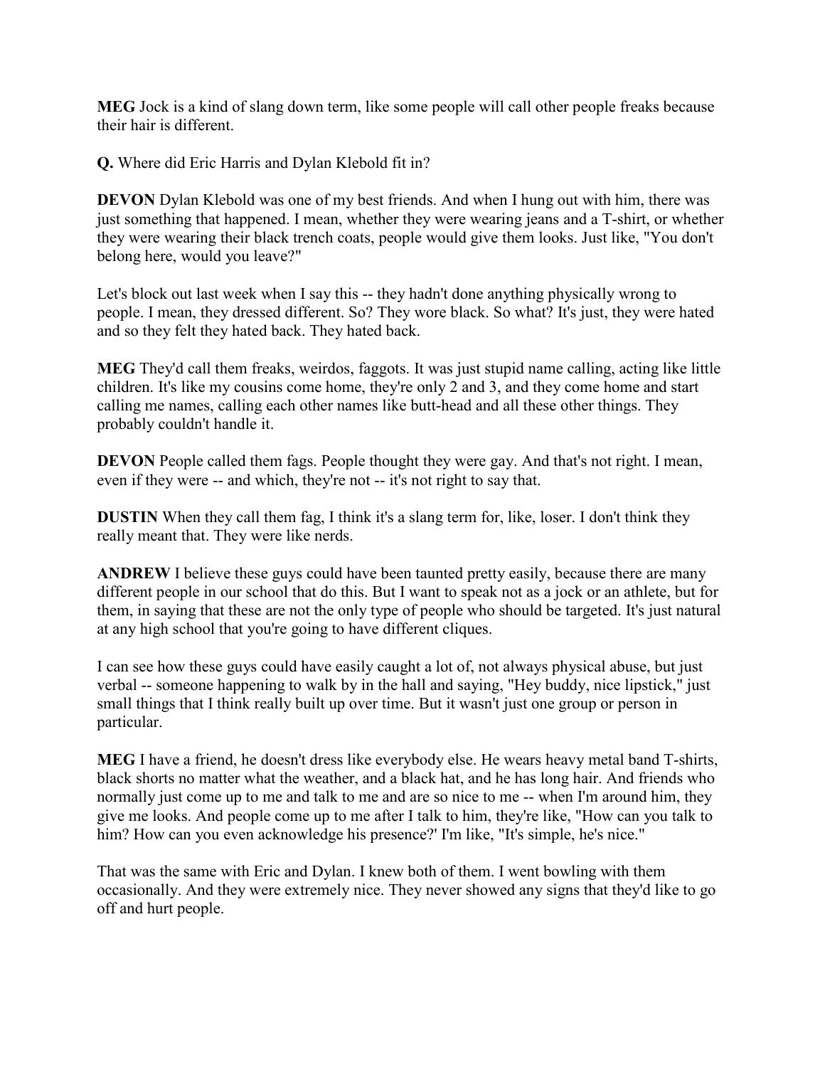**MEG** Jock is a kind of slang down term, like some people will call other people freaks because their hair is different.

**Q.** Where did Eric Harris and Dylan Klebold fit in?

**DEVON** Dylan Klebold was one of my best friends. And when I hung out with him, there was just something that happened. I mean, whether they were wearing jeans and a T-shirt, or whether they were wearing their black trench coats, people would give them looks. Just like, "You don't belong here, would you leave?"

Let's block out last week when I say this -- they hadn't done anything physically wrong to people. I mean, they dressed different. So? They wore black. So what? It's just, they were hated and so they felt they hated back. They hated back.

**MEG** They'd call them freaks, weirdos, faggots. It was just stupid name calling, acting like little children. It's like my cousins come home, they're only 2 and 3, and they come home and start calling me names, calling each other names like butt-head and all these other things. They probably couldn't handle it.

**DEVON** People called them fags. People thought they were gay. And that's not right. I mean, even if they were -- and which, they're not -- it's not right to say that.

**DUSTIN** When they call them fag, I think it's a slang term for, like, loser. I don't think they really meant that. They were like nerds.

**ANDREW** I believe these guys could have been taunted pretty easily, because there are many different people in our school that do this. But I want to speak not as a jock or an athlete, but for them, in saying that these are not the only type of people who should be targeted. It's just natural at any high school that you're going to have different cliques.

I can see how these guys could have easily caught a lot of, not always physical abuse, but just verbal -- someone happening to walk by in the hall and saying, "Hey buddy, nice lipstick," just small things that I think really built up over time. But it wasn't just one group or person in particular.

**MEG** I have a friend, he doesn't dress like everybody else. He wears heavy metal band T-shirts, black shorts no matter what the weather, and a black hat, and he has long hair. And friends who normally just come up to me and talk to me and are so nice to me -- when I'm around him, they give me looks. And people come up to me after I talk to him, they're like, "How can you talk to him? How can you even acknowledge his presence?' I'm like, "It's simple, he's nice."

That was the same with Eric and Dylan. I knew both of them. I went bowling with them occasionally. And they were extremely nice. They never showed any signs that they'd like to go off and hurt people.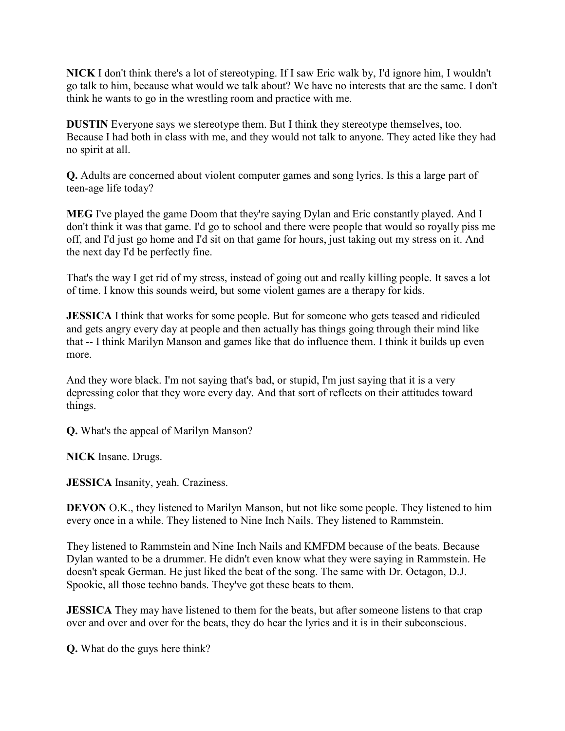**NICK** I don't think there's a lot of stereotyping. If I saw Eric walk by, I'd ignore him, I wouldn't go talk to him, because what would we talk about? We have no interests that are the same. I don't think he wants to go in the wrestling room and practice with me.

**DUSTIN** Everyone says we stereotype them. But I think they stereotype themselves, too. Because I had both in class with me, and they would not talk to anyone. They acted like they had no spirit at all.

**Q.** Adults are concerned about violent computer games and song lyrics. Is this a large part of teen-age life today?

**MEG** I've played the game Doom that they're saying Dylan and Eric constantly played. And I don't think it was that game. I'd go to school and there were people that would so royally piss me off, and I'd just go home and I'd sit on that game for hours, just taking out my stress on it. And the next day I'd be perfectly fine.

That's the way I get rid of my stress, instead of going out and really killing people. It saves a lot of time. I know this sounds weird, but some violent games are a therapy for kids.

**JESSICA** I think that works for some people. But for someone who gets teased and ridiculed and gets angry every day at people and then actually has things going through their mind like that -- I think Marilyn Manson and games like that do influence them. I think it builds up even more.

And they wore black. I'm not saying that's bad, or stupid, I'm just saying that it is a very depressing color that they wore every day. And that sort of reflects on their attitudes toward things.

**Q.** What's the appeal of Marilyn Manson?

**NICK** Insane. Drugs.

**JESSICA** Insanity, yeah. Craziness.

**DEVON** O.K., they listened to Marilyn Manson, but not like some people. They listened to him every once in a while. They listened to Nine Inch Nails. They listened to Rammstein.

They listened to Rammstein and Nine Inch Nails and KMFDM because of the beats. Because Dylan wanted to be a drummer. He didn't even know what they were saying in Rammstein. He doesn't speak German. He just liked the beat of the song. The same with Dr. Octagon, D.J. Spookie, all those techno bands. They've got these beats to them.

**JESSICA** They may have listened to them for the beats, but after someone listens to that crap over and over and over for the beats, they do hear the lyrics and it is in their subconscious.

**Q.** What do the guys here think?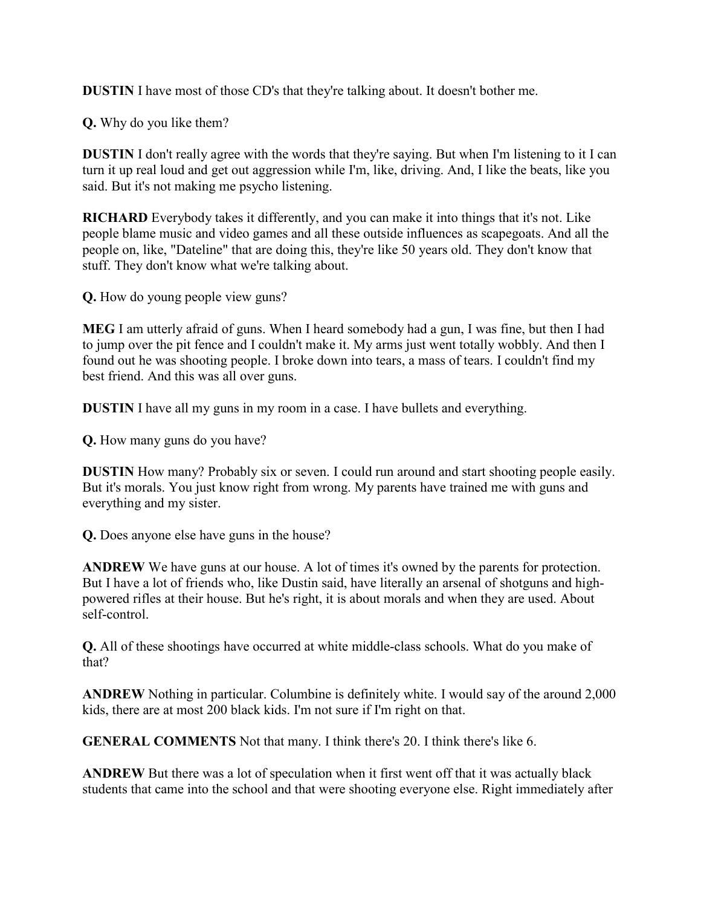**DUSTIN** I have most of those CD's that they're talking about. It doesn't bother me.

**Q.** Why do you like them?

**DUSTIN** I don't really agree with the words that they're saying. But when I'm listening to it I can turn it up real loud and get out aggression while I'm, like, driving. And, I like the beats, like you said. But it's not making me psycho listening.

**RICHARD** Everybody takes it differently, and you can make it into things that it's not. Like people blame music and video games and all these outside influences as scapegoats. And all the people on, like, "Dateline" that are doing this, they're like 50 years old. They don't know that stuff. They don't know what we're talking about.

**Q.** How do young people view guns?

**MEG** I am utterly afraid of guns. When I heard somebody had a gun, I was fine, but then I had to jump over the pit fence and I couldn't make it. My arms just went totally wobbly. And then I found out he was shooting people. I broke down into tears, a mass of tears. I couldn't find my best friend. And this was all over guns.

**DUSTIN** I have all my guns in my room in a case. I have bullets and everything.

**Q.** How many guns do you have?

**DUSTIN** How many? Probably six or seven. I could run around and start shooting people easily. But it's morals. You just know right from wrong. My parents have trained me with guns and everything and my sister.

**Q.** Does anyone else have guns in the house?

**ANDREW** We have guns at our house. A lot of times it's owned by the parents for protection. But I have a lot of friends who, like Dustin said, have literally an arsenal of shotguns and high-powered rifles at their house. But he's right, it is about morals and when they are used. About self-control.

**Q.** All of these shootings have occurred at white middle-class schools. What do you make of that?

**ANDREW** Nothing in particular. Columbine is definitely white. I would say of the around 2,000 kids, there are at most 200 black kids. I'm not sure if I'm right on that.

**GENERAL COMMENTS** Not that many. I think there's 20. I think there's like 6.

**ANDREW** But there was a lot of speculation when it first went off that it was actually black students that came into the school and that were shooting everyone else. Right immediately after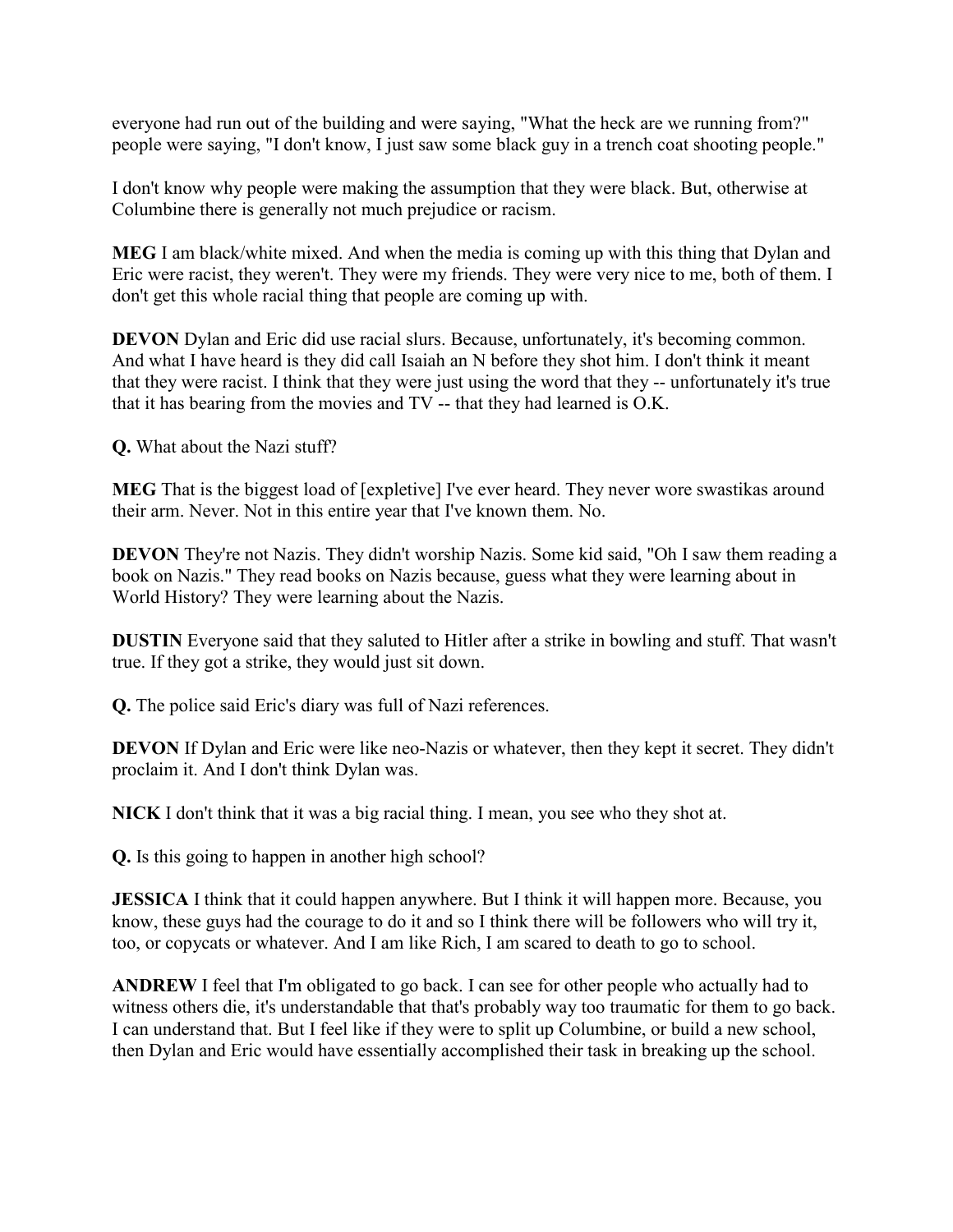everyone had run out of the building and were saying, "What the heck are we running from?" people were saying, "I don't know, I just saw some black guy in a trench coat shooting people."

I don't know why people were making the assumption that they were black. But, otherwise at Columbine there is generally not much prejudice or racism.

**MEG** I am black/white mixed. And when the media is coming up with this thing that Dylan and Eric were racist, they weren't. They were my friends. They were very nice to me, both of them. I don't get this whole racial thing that people are coming up with.

**DEVON** Dylan and Eric did use racial slurs. Because, unfortunately, it's becoming common. And what I have heard is they did call Isaiah an N before they shot him. I don't think it meant that they were racist. I think that they were just using the word that they -- unfortunately it's true that it has bearing from the movies and TV -- that they had learned is O.K.

**Q.** What about the Nazi stuff?

**MEG** That is the biggest load of [expletive] I've ever heard. They never wore swastikas around their arm. Never. Not in this entire year that I've known them. No.

**DEVON** They're not Nazis. They didn't worship Nazis. Some kid said, "Oh I saw them reading a book on Nazis." They read books on Nazis because, guess what they were learning about in World History? They were learning about the Nazis.

**DUSTIN** Everyone said that they saluted to Hitler after a strike in bowling and stuff. That wasn't true. If they got a strike, they would just sit down.

**Q.** The police said Eric's diary was full of Nazi references.

**DEVON** If Dylan and Eric were like neo-Nazis or whatever, then they kept it secret. They didn't proclaim it. And I don't think Dylan was.

**NICK** I don't think that it was a big racial thing. I mean, you see who they shot at.

**Q.** Is this going to happen in another high school?

**JESSICA** I think that it could happen anywhere. But I think it will happen more. Because, you know, these guys had the courage to do it and so I think there will be followers who will try it, too, or copycats or whatever. And I am like Rich, I am scared to death to go to school.

**ANDREW** I feel that I'm obligated to go back. I can see for other people who actually had to witness others die, it's understandable that that's probably way too traumatic for them to go back. I can understand that. But I feel like if they were to split up Columbine, or build a new school, then Dylan and Eric would have essentially accomplished their task in breaking up the school.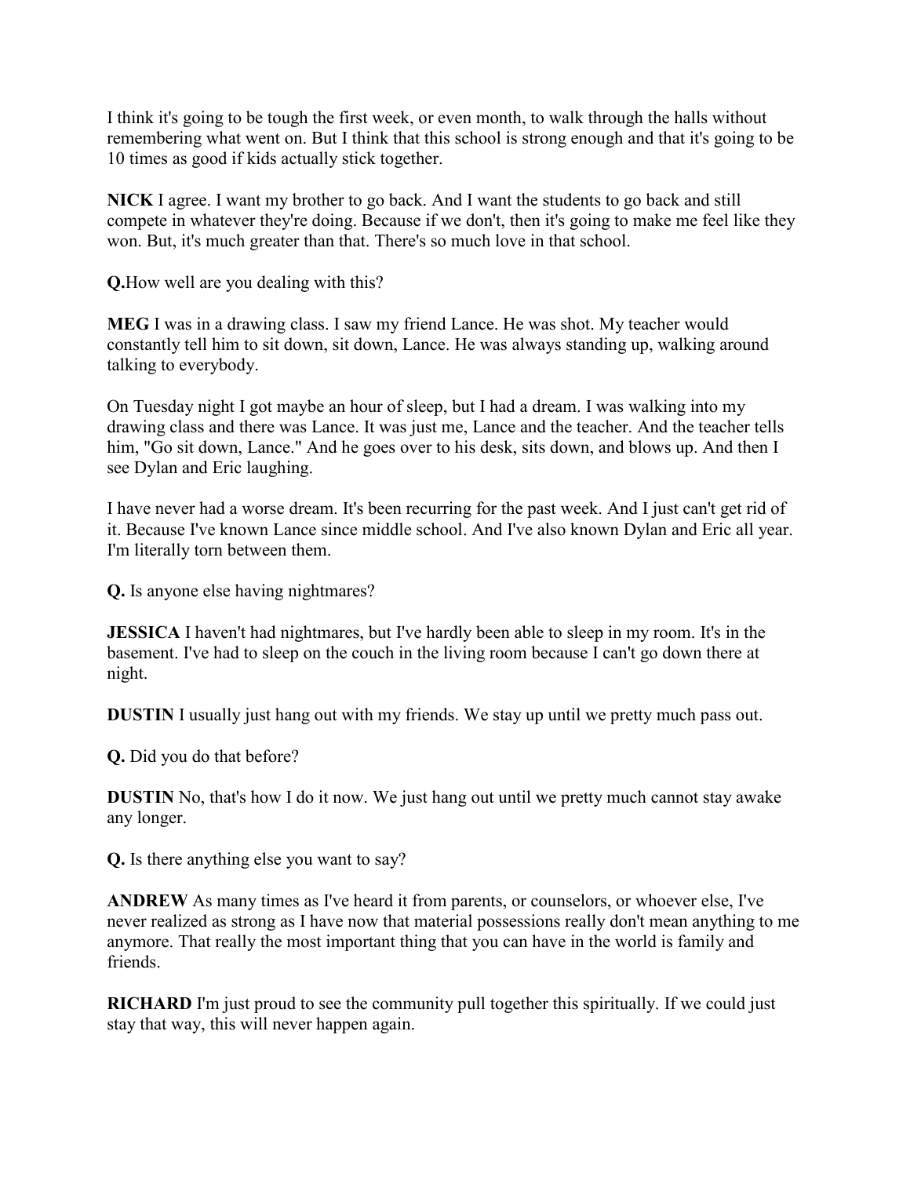I think it's going to be tough the first week, or even month, to walk through the halls without remembering what went on. But I think that this school is strong enough and that it's going to be 10 times as good if kids actually stick together.

**NICK** I agree. I want my brother to go back. And I want the students to go back and still compete in whatever they're doing. Because if we don't, then it's going to make me feel like they won. But, it's much greater than that. There's so much love in that school.

**Q.**How well are you dealing with this?

**MEG** I was in a drawing class. I saw my friend Lance. He was shot. My teacher would constantly tell him to sit down, sit down, Lance. He was always standing up, walking around talking to everybody.

On Tuesday night I got maybe an hour of sleep, but I had a dream. I was walking into my drawing class and there was Lance. It was just me, Lance and the teacher. And the teacher tells him, "Go sit down, Lance." And he goes over to his desk, sits down, and blows up. And then I see Dylan and Eric laughing.

I have never had a worse dream. It's been recurring for the past week. And I just can't get rid of it. Because I've known Lance since middle school. And I've also known Dylan and Eric all year. I'm literally torn between them.

**Q.** Is anyone else having nightmares?

**JESSICA** I haven't had nightmares, but I've hardly been able to sleep in my room. It's in the basement. I've had to sleep on the couch in the living room because I can't go down there at night.

**DUSTIN** I usually just hang out with my friends. We stay up until we pretty much pass out.

**Q.** Did you do that before?

**DUSTIN** No, that's how I do it now. We just hang out until we pretty much cannot stay awake any longer.

**Q.** Is there anything else you want to say?

**ANDREW** As many times as I've heard it from parents, or counselors, or whoever else, I've never realized as strong as I have now that material possessions really don't mean anything to me anymore. That really the most important thing that you can have in the world is family and friends.

**RICHARD** I'm just proud to see the community pull together this spiritually. If we could just stay that way, this will never happen again.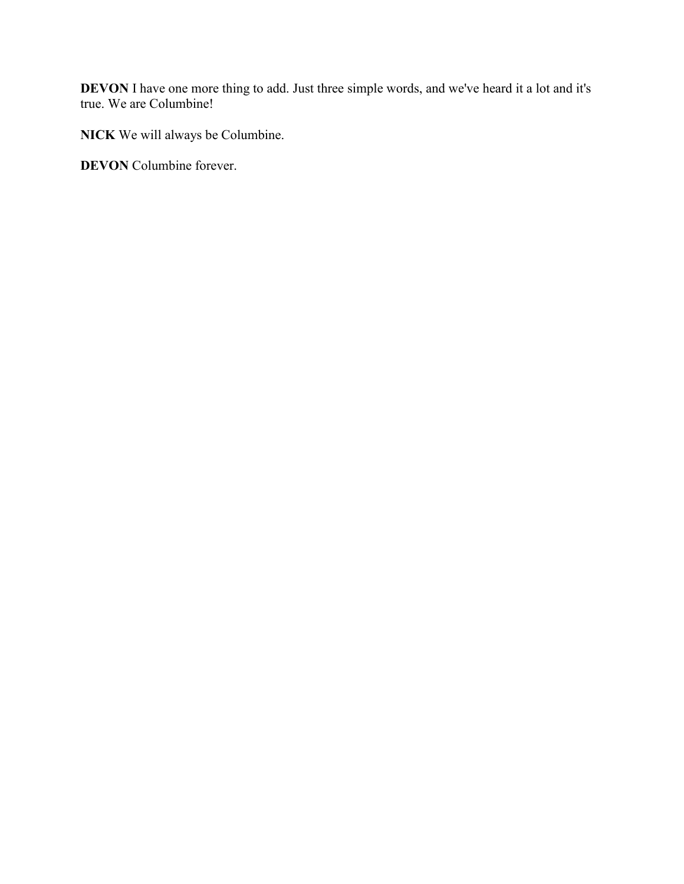**DEVON** I have one more thing to add. Just three simple words, and we've heard it a lot and it's true. We are Columbine!

**NICK** We will always be Columbine.

**DEVON** Columbine forever.